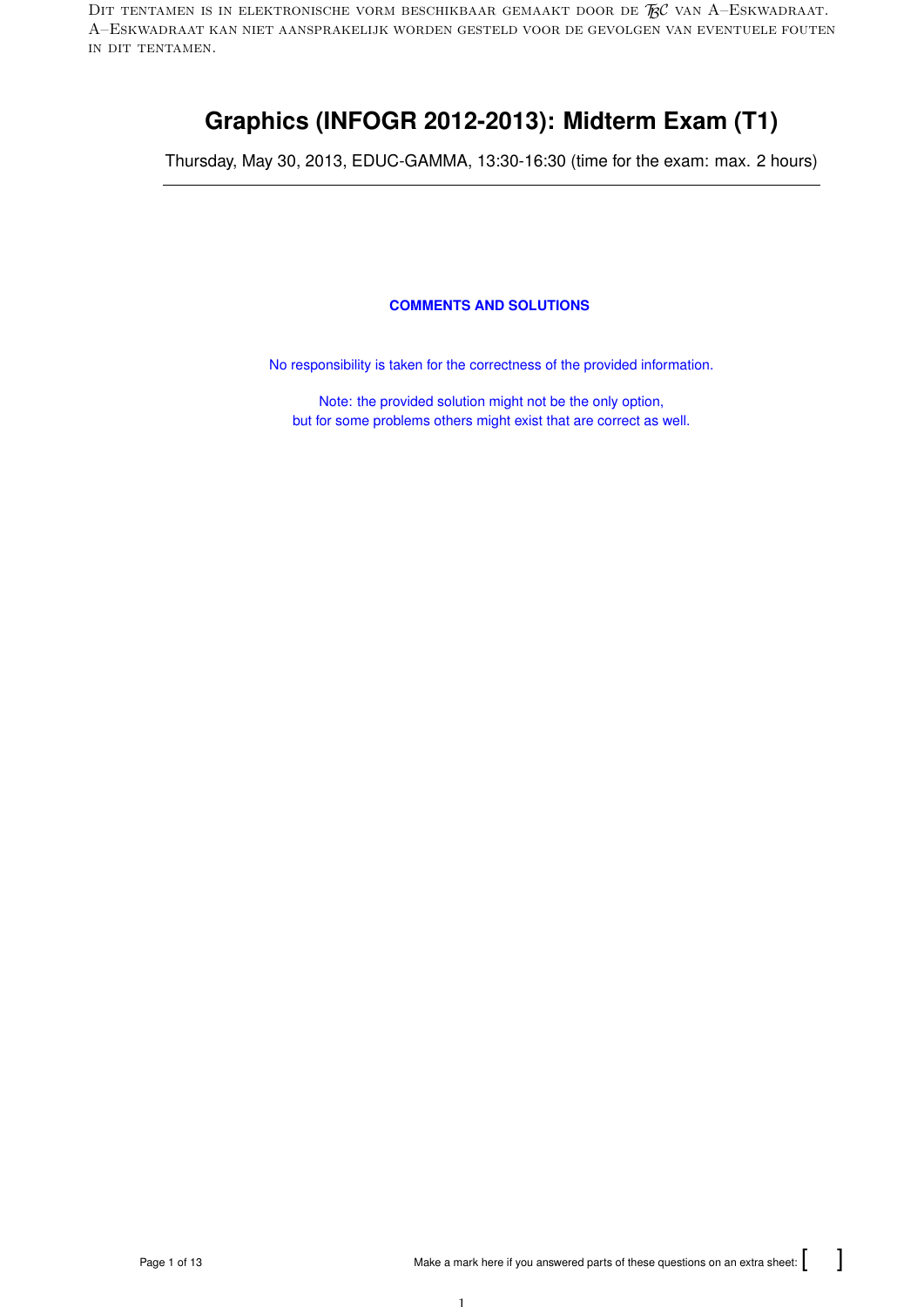Dit tentamen is in elektronische vorm beschikbaar gemaakt door de TBC van A–Eskwadraat. A–Eskwadraat kan niet aansprakelijk worden gesteld voor de gevolgen van eventuele fouten in dit tentamen.

# Graphics (INFOGR 2012-2013): Midterm Exam (T1)

Thursday, May 30, 2013, EDUC-GAMMA, 13:30-16:30 (time for the exam: max. 2 hours)

---

**COMMENTS AND SOLUTIONS**

No responsibility is taken for the correctness of the provided information.

Note: the provided solution might not be the only option,
but for some problems others might exist that are correct as well.

Make a mark here if you answered parts of these questions on an extra sheet: [ ]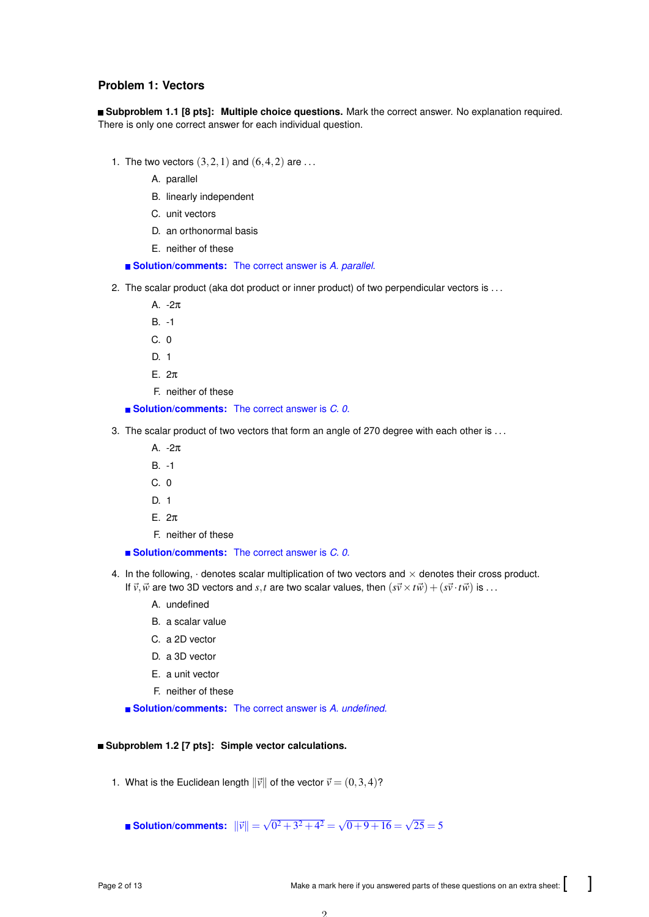## Problem 1: Vectors

■ **Subproblem 1.1 [8 pts]: Multiple choice questions.** Mark the correct answer. No explanation required. There is only one correct answer for each individual question.

1. The two vectors $(3,2,1)$ and $(6,4,2)$ are ...

   A. parallel

   B. linearly independent

   C. unit vectors

   D. an orthonormal basis

   E. neither of these

   ■ **Solution/comments:** The correct answer is *A. parallel*.

2. The scalar product (aka dot product or inner product) of two perpendicular vectors is ...

   A. $-2\pi$

   B. -1

   C. 0

   D. 1

   E. $2\pi$

   F. neither of these

   ■ **Solution/comments:** The correct answer is *C. 0*.

3. The scalar product of two vectors that form an angle of 270 degree with each other is ...

   A. $-2\pi$

   B. -1

   C. 0

   D. 1

   E. $2\pi$

   F. neither of these

   ■ **Solution/comments:** The correct answer is *C. 0*.

4. In the following, $\cdot$ denotes scalar multiplication of two vectors and $\times$ denotes their cross product. If $\vec{v}, \vec{w}$ are two 3D vectors and $s, t$ are two scalar values, then $(s\vec{v} \times t\vec{w}) + (s\vec{v} \cdot t\vec{w})$ is ...

   A. undefined

   B. a scalar value

   C. a 2D vector

   D. a 3D vector

   E. a unit vector

   F. neither of these

   ■ **Solution/comments:** The correct answer is *A. undefined*.

■ **Subproblem 1.2 [7 pts]: Simple vector calculations.**

1. What is the Euclidean length $\|\vec{v}\|$ of the vector $\vec{v} = (0,3,4)$?

   ■ **Solution/comments:** $\|\vec{v}\| = \sqrt{0^2+3^2+4^2} = \sqrt{0+9+16} = \sqrt{25} = 5$

Make a mark here if you answered parts of these questions on an extra sheet: [ ]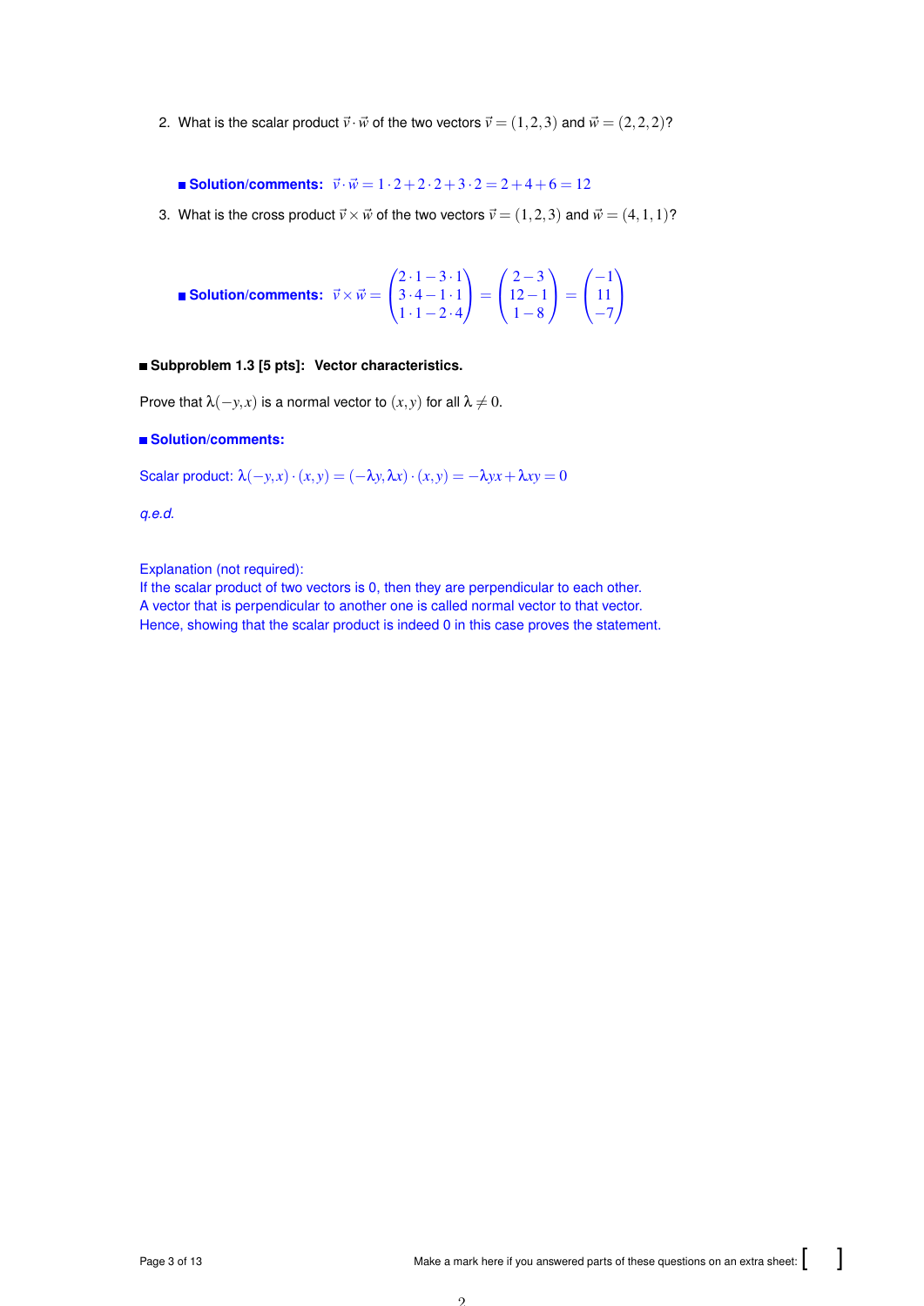2. What is the scalar product $\vec{v} \cdot \vec{w}$ of the two vectors $\vec{v} = (1,2,3)$ and $\vec{w} = (2,2,2)$?

   **Solution/comments:** $\vec{v} \cdot \vec{w} = 1 \cdot 2 + 2 \cdot 2 + 3 \cdot 2 = 2 + 4 + 6 = 12$

3. What is the cross product $\vec{v} \times \vec{w}$ of the two vectors $\vec{v} = (1,2,3)$ and $\vec{w} = (4,1,1)$?

   **Solution/comments:** $\vec{v} \times \vec{w} = \begin{pmatrix} 2 \cdot 1 - 3 \cdot 1 \\ 3 \cdot 4 - 1 \cdot 1 \\ 1 \cdot 1 - 2 \cdot 4 \end{pmatrix} = \begin{pmatrix} 2 - 3 \\ 12 - 1 \\ 1 - 8 \end{pmatrix} = \begin{pmatrix} -1 \\ 11 \\ -7 \end{pmatrix}$

**Subproblem 1.3 [5 pts]: Vector characteristics.**

Prove that $\lambda(-y,x)$ is a normal vector to $(x,y)$ for all $\lambda \neq 0$.

**Solution/comments:**

Scalar product: $\lambda(-y,x) \cdot (x,y) = (-\lambda y, \lambda x) \cdot (x,y) = -\lambda yx + \lambda xy = 0$

*q.e.d.*

Explanation (not required):
If the scalar product of two vectors is 0, then they are perpendicular to each other.
A vector that is perpendicular to another one is called normal vector to that vector.
Hence, showing that the scalar product is indeed 0 in this case proves the statement.

Make a mark here if you answered parts of these questions on an extra sheet: [ ]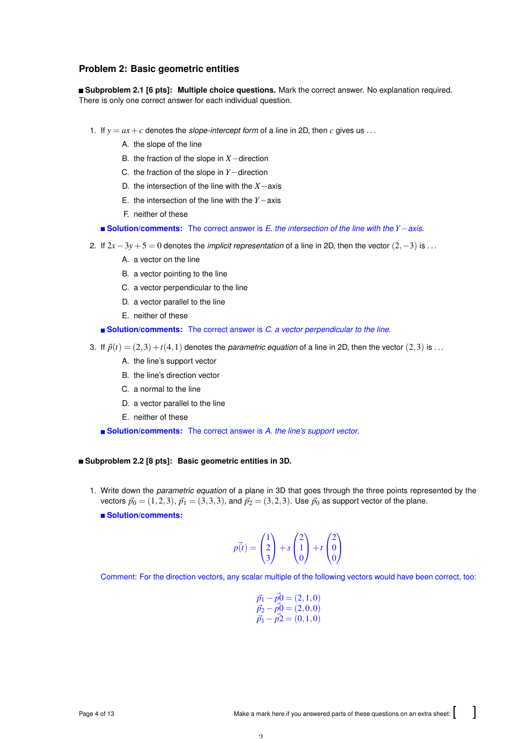## Problem 2: Basic geometric entities

■ **Subproblem 2.1 [6 pts]: Multiple choice questions.** Mark the correct answer. No explanation required. There is only one correct answer for each individual question.

1. If $y = ax + c$ denotes the *slope-intercept form* of a line in 2D, then $c$ gives us ...

   A. the slope of the line

   B. the fraction of the slope in $X-$direction

   C. the fraction of the slope in $Y-$direction

   D. the intersection of the line with the $X-$axis

   E. the intersection of the line with the $Y-$axis

   F. neither of these

   ■ **Solution/comments:** The correct answer is *E. the intersection of the line with the $Y-$axis.*

2. If $2x - 3y + 5 = 0$ denotes the *implicit representation* of a line in 2D, then the vector $(2, -3)$ is ...

   A. a vector on the line

   B. a vector pointing to the line

   C. a vector perpendicular to the line

   D. a vector parallel to the line

   E. neither of these

   ■ **Solution/comments:** The correct answer is *C. a vector perpendicular to the line.*

3. If $\vec{p}(t) = (2,3) + t(4,1)$ denotes the *parametric equation* of a line in 2D, then the vector $(2,3)$ is ...

   A. the line's support vector

   B. the line's direction vector

   C. a normal to the line

   D. a vector parallel to the line

   E. neither of these

   ■ **Solution/comments:** The correct answer is *A. the line's support vector.*

■ **Subproblem 2.2 [8 pts]: Basic geometric entities in 3D.**

1. Write down the *parametric equation* of a plane in 3D that goes through the three points represented by the vectors $\vec{p}_0 = (1,2,3)$, $\vec{p}_1 = (3,3,3)$, and $\vec{p}_2 = (3,2,3)$. Use $\vec{p}_0$ as support vector of the plane.

   ■ **Solution/comments:**

$$\vec{p(t)} = \begin{pmatrix} 1 \\ 2 \\ 3 \end{pmatrix} + s \begin{pmatrix} 2 \\ 1 \\ 0 \end{pmatrix} + t \begin{pmatrix} 2 \\ 0 \\ 0 \end{pmatrix}$$

   Comment: For the direction vectors, any scalar multiple of the following vectors would have been correct, too:

$$\vec{p_1} - \vec{p0} = (2,1,0)$$
$$\vec{p_2} - \vec{p0} = (2,0,0)$$
$$\vec{p_1} - \vec{p2} = (0,1,0)$$

Make a mark here if you answered parts of these questions on an extra sheet: [ ]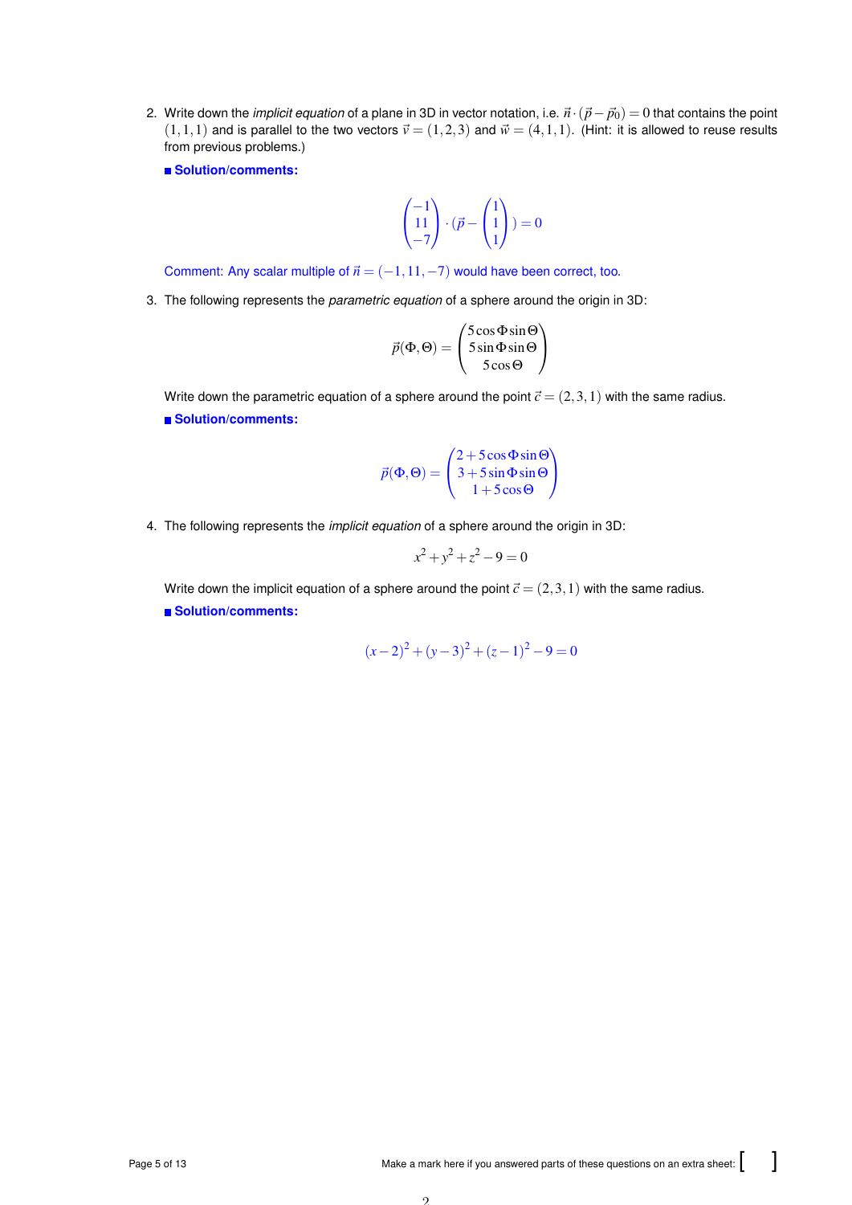2. Write down the *implicit equation* of a plane in 3D in vector notation, i.e. $\vec{n} \cdot (\vec{p} - \vec{p}_0) = 0$ that contains the point $(1,1,1)$ and is parallel to the two vectors $\vec{v} = (1,2,3)$ and $\vec{w} = (4,1,1)$. (Hint: it is allowed to reuse results from previous problems.)

   **Solution/comments:**

$$\begin{pmatrix} -1 \\ 11 \\ -7 \end{pmatrix} \cdot (\vec{p} - \begin{pmatrix} 1 \\ 1 \\ 1 \end{pmatrix}) = 0$$

   Comment: Any scalar multiple of $\vec{n} = (-1, 11, -7)$ would have been correct, too.

3. The following represents the *parametric equation* of a sphere around the origin in 3D:

$$\vec{p}(\Phi, \Theta) = \begin{pmatrix} 5\cos\Phi\sin\Theta \\ 5\sin\Phi\sin\Theta \\ 5\cos\Theta \end{pmatrix}$$

   Write down the parametric equation of a sphere around the point $\vec{c} = (2,3,1)$ with the same radius.

   **Solution/comments:**

$$\vec{p}(\Phi, \Theta) = \begin{pmatrix} 2 + 5\cos\Phi\sin\Theta \\ 3 + 5\sin\Phi\sin\Theta \\ 1 + 5\cos\Theta \end{pmatrix}$$

4. The following represents the *implicit equation* of a sphere around the origin in 3D:

$$x^2 + y^2 + z^2 - 9 = 0$$

   Write down the implicit equation of a sphere around the point $\vec{c} = (2,3,1)$ with the same radius.

   **Solution/comments:**

$$(x-2)^2 + (y-3)^2 + (z-1)^2 - 9 = 0$$

Make a mark here if you answered parts of these questions on an extra sheet: [ ]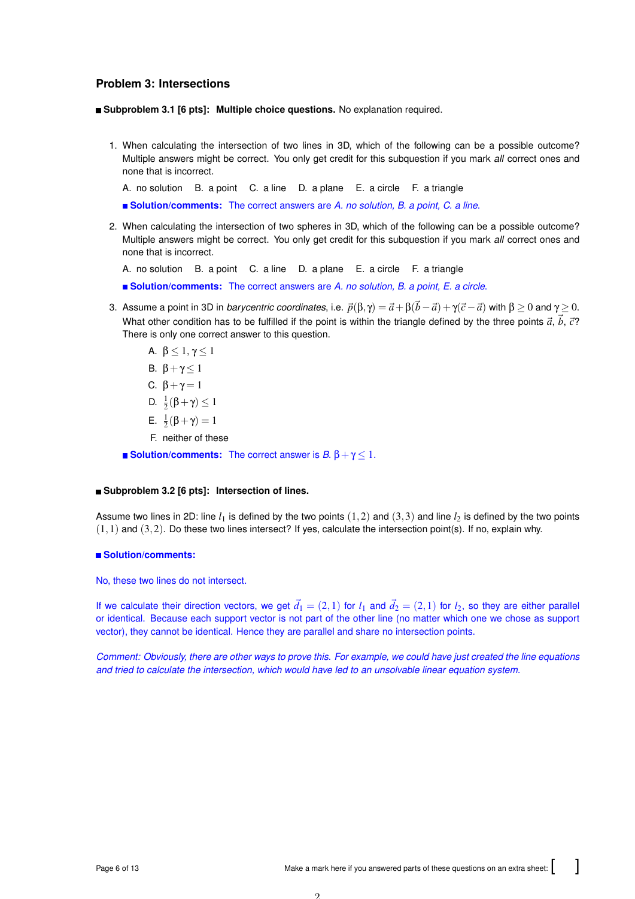## Problem 3: Intersections

**Subproblem 3.1 [6 pts]: Multiple choice questions.** No explanation required.

1. When calculating the intersection of two lines in 3D, which of the following can be a possible outcome? Multiple answers might be correct. You only get credit for this subquestion if you mark *all* correct ones and none that is incorrect.

   A. no solution B. a point C. a line D. a plane E. a circle F. a triangle

   **Solution/comments:** The correct answers are *A. no solution, B. a point, C. a line.*

2. When calculating the intersection of two spheres in 3D, which of the following can be a possible outcome? Multiple answers might be correct. You only get credit for this subquestion if you mark *all* correct ones and none that is incorrect.

   A. no solution B. a point C. a line D. a plane E. a circle F. a triangle

   **Solution/comments:** The correct answers are *A. no solution, B. a point, E. a circle.*

3. Assume a point in 3D in *barycentric coordinates*, i.e. $\vec{p}(\beta,\gamma) = \vec{a} + \beta(\vec{b}-\vec{a}) + \gamma(\vec{c}-\vec{a})$ with $\beta \geq 0$ and $\gamma \geq 0$. What other condition has to be fulfilled if the point is within the triangle defined by the three points $\vec{a}$, $\vec{b}$, $\vec{c}$? There is only one correct answer to this question.

   A. $\beta \leq 1, \gamma \leq 1$
   
   B. $\beta + \gamma \leq 1$
   
   C. $\beta + \gamma = 1$
   
   D. $\frac{1}{2}(\beta + \gamma) \leq 1$
   
   E. $\frac{1}{2}(\beta + \gamma) = 1$
   
   F. neither of these

   **Solution/comments:** The correct answer is *B.* $\beta + \gamma \leq 1$.

**Subproblem 3.2 [6 pts]: Intersection of lines.**

Assume two lines in 2D: line $l_1$ is defined by the two points $(1,2)$ and $(3,3)$ and line $l_2$ is defined by the two points $(1,1)$ and $(3,2)$. Do these two lines intersect? If yes, calculate the intersection point(s). If no, explain why.

**Solution/comments:**

No, these two lines do not intersect.

If we calculate their direction vectors, we get $\vec{d}_1 = (2,1)$ for $l_1$ and $\vec{d}_2 = (2,1)$ for $l_2$, so they are either parallel or identical. Because each support vector is not part of the other line (no matter which one we chose as support vector), they cannot be identical. Hence they are parallel and share no intersection points.

*Comment: Obviously, there are other ways to prove this. For example, we could have just created the line equations and tried to calculate the intersection, which would have led to an unsolvable linear equation system.*

Make a mark here if you answered parts of these questions on an extra sheet: [ ]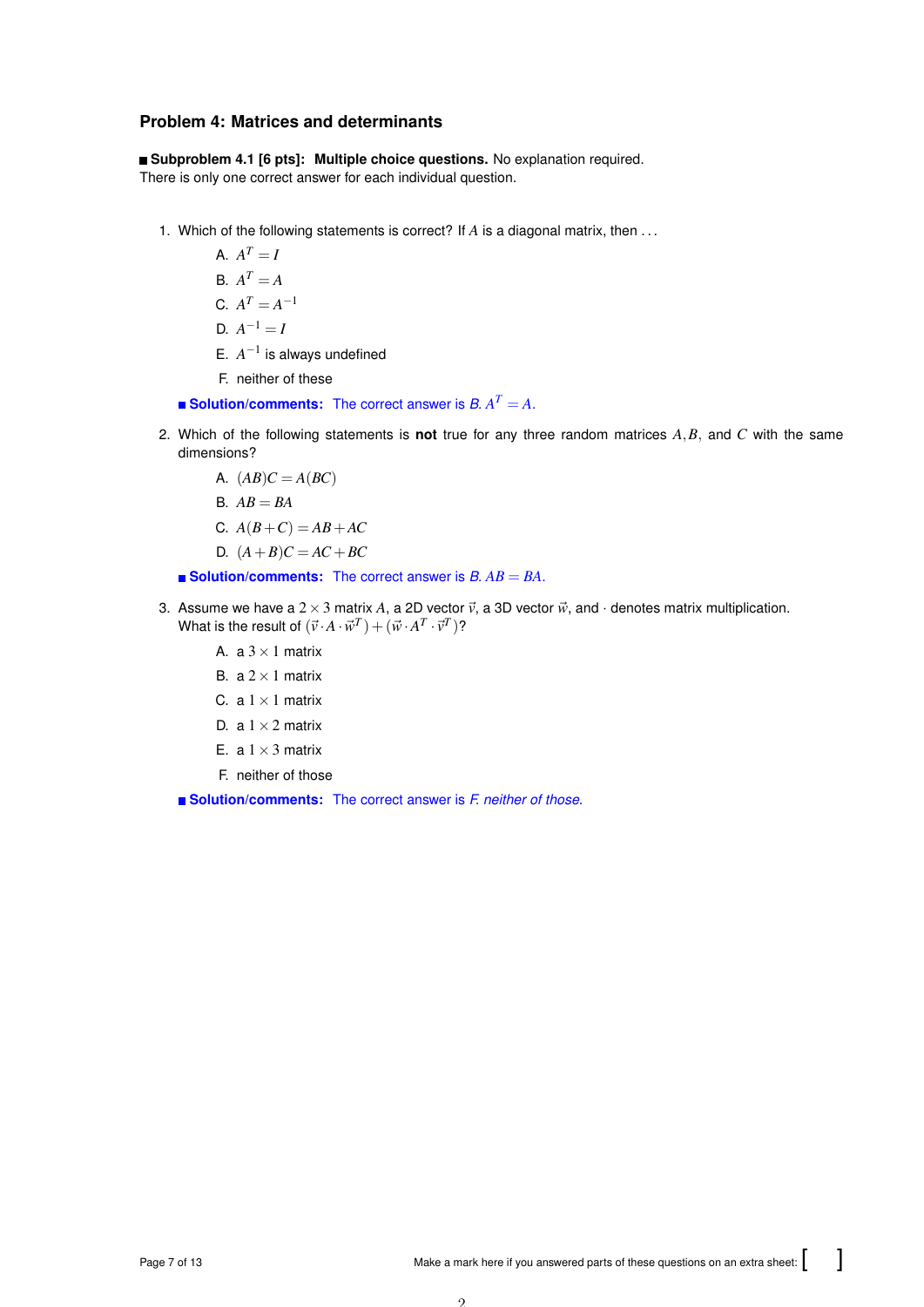## Problem 4: Matrices and determinants

■ **Subproblem 4.1 [6 pts]: Multiple choice questions.** No explanation required.
There is only one correct answer for each individual question.

1. Which of the following statements is correct? If $A$ is a diagonal matrix, then ...

   A. $A^T = I$

   B. $A^T = A$

   C. $A^T = A^{-1}$

   D. $A^{-1} = I$

   E. $A^{-1}$ is always undefined

   F. neither of these

   ■ **Solution/comments:** The correct answer is *B.* $A^T = A$.

2. Which of the following statements is **not** true for any three random matrices $A, B$, and $C$ with the same dimensions?

   A. $(AB)C = A(BC)$

   B. $AB = BA$

   C. $A(B+C) = AB + AC$

   D. $(A+B)C = AC + BC$

   ■ **Solution/comments:** The correct answer is *B.* $AB = BA$.

3. Assume we have a $2 \times 3$ matrix $A$, a 2D vector $\vec{v}$, a 3D vector $\vec{w}$, and $\cdot$ denotes matrix multiplication. What is the result of $(\vec{v} \cdot A \cdot \vec{w}^T) + (\vec{w} \cdot A^T \cdot \vec{v}^T)$?

   A. a $3 \times 1$ matrix

   B. a $2 \times 1$ matrix

   C. a $1 \times 1$ matrix

   D. a $1 \times 2$ matrix

   E. a $1 \times 3$ matrix

   F. neither of those

   ■ **Solution/comments:** The correct answer is *F. neither of those.*

Make a mark here if you answered parts of these questions on an extra sheet: [ ]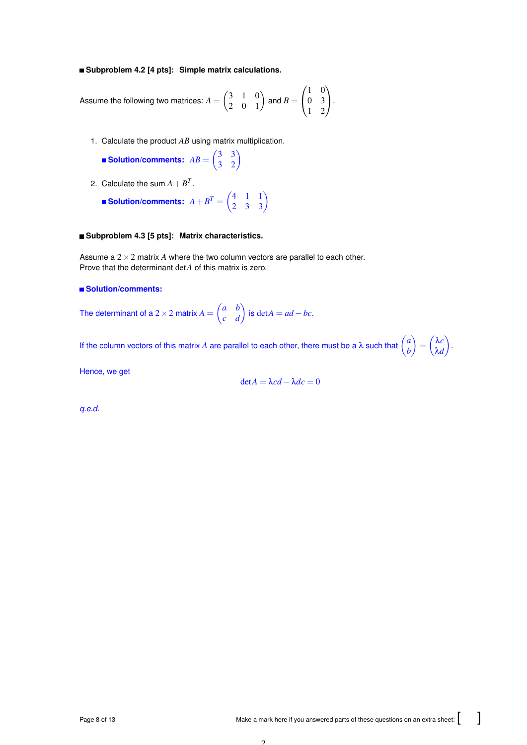■ **Subproblem 4.2 [4 pts]: Simple matrix calculations.**

Assume the following two matrices: $A = \begin{pmatrix} 3 & 1 & 0 \\ 2 & 0 & 1 \end{pmatrix}$ and $B = \begin{pmatrix} 1 & 0 \\ 0 & 3 \\ 1 & 2 \end{pmatrix}$.

1. Calculate the product $AB$ using matrix multiplication.

   ■ **Solution/comments:** $AB = \begin{pmatrix} 3 & 3 \\ 3 & 2 \end{pmatrix}$

2. Calculate the sum $A + B^T$.

   ■ **Solution/comments:** $A + B^T = \begin{pmatrix} 4 & 1 & 1 \\ 2 & 3 & 3 \end{pmatrix}$

■ **Subproblem 4.3 [5 pts]: Matrix characteristics.**

Assume a $2 \times 2$ matrix $A$ where the two column vectors are parallel to each other.
Prove that the determinant $\det A$ of this matrix is zero.

■ **Solution/comments:**

The determinant of a $2 \times 2$ matrix $A = \begin{pmatrix} a & b \\ c & d \end{pmatrix}$ is $\det A = ad - bc$.

If the column vectors of this matrix $A$ are parallel to each other, there must be a $\lambda$ such that $\begin{pmatrix} a \\ b \end{pmatrix} = \begin{pmatrix} \lambda c \\ \lambda d \end{pmatrix}$.

Hence, we get

$$\det A = \lambda cd - \lambda dc = 0$$

*q.e.d.*

Make a mark here if you answered parts of these questions on an extra sheet: [ ]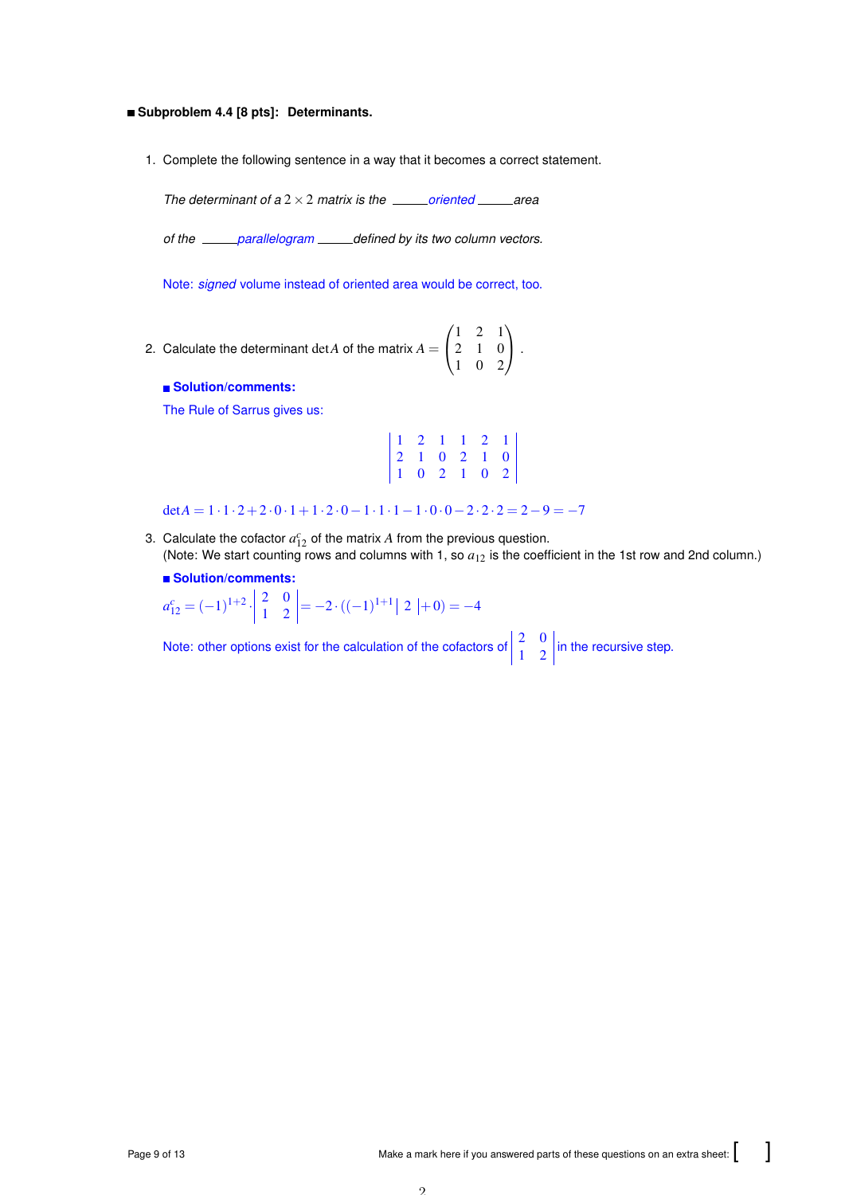■ **Subproblem 4.4 [8 pts]: Determinants.**

1. Complete the following sentence in a way that it becomes a correct statement.

   *The determinant of a $2 \times 2$ matrix is the \_\_\_\_\_oriented\_\_\_\_\_ area*

   *of the \_\_\_\_\_parallelogram\_\_\_\_\_ defined by its two column vectors.*

   Note: *signed* volume instead of oriented area would be correct, too.

2. Calculate the determinant $\det A$ of the matrix $A = \begin{pmatrix} 1 & 2 & 1 \\ 2 & 1 & 0 \\ 1 & 0 & 2 \end{pmatrix}$.

   **Solution/comments:**

   The Rule of Sarrus gives us:

$$\begin{vmatrix} 1 & 2 & 1 & 1 & 2 & 1 \\ 2 & 1 & 0 & 2 & 1 & 0 \\ 1 & 0 & 2 & 1 & 0 & 2 \end{vmatrix}$$

$$\det A = 1 \cdot 1 \cdot 2 + 2 \cdot 0 \cdot 1 + 1 \cdot 2 \cdot 0 - 1 \cdot 1 \cdot 1 - 1 \cdot 0 \cdot 0 - 2 \cdot 2 \cdot 2 = 2 - 9 = -7$$

3. Calculate the cofactor $a^c_{12}$ of the matrix $A$ from the previous question.
   (Note: We start counting rows and columns with 1, so $a_{12}$ is the coefficient in the 1st row and 2nd column.)

   **Solution/comments:**

$$a^c_{12} = (-1)^{1+2} \cdot \begin{vmatrix} 2 & 0 \\ 1 & 2 \end{vmatrix} = -2 \cdot ((-1)^{1+1} |\ 2\ | + 0) = -4$$

   Note: other options exist for the calculation of the cofactors of $\begin{vmatrix} 2 & 0 \\ 1 & 2 \end{vmatrix}$ in the recursive step.

Make a mark here if you answered parts of these questions on an extra sheet: [ ]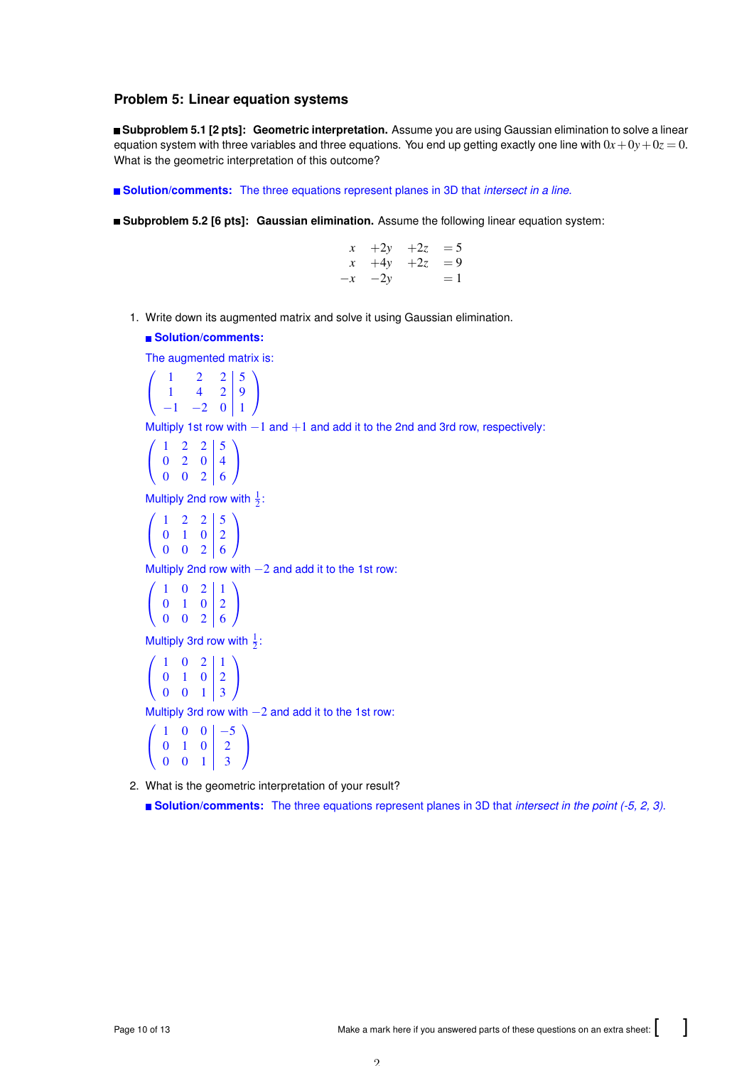## Problem 5: Linear equation systems

■ **Subproblem 5.1 [2 pts]: Geometric interpretation.** Assume you are using Gaussian elimination to solve a linear equation system with three variables and three equations. You end up getting exactly one line with $0x+0y+0z=0$. What is the geometric interpretation of this outcome?

■ **Solution/comments:** The three equations represent planes in 3D that *intersect in a line.*

■ **Subproblem 5.2 [6 pts]: Gaussian elimination.** Assume the following linear equation system:

$$
\begin{array}{rrrl}
x & +2y & +2z & = 5 \\
x & +4y & +2z & = 9 \\
-x & -2y & & = 1
\end{array}
$$

1. Write down its augmented matrix and solve it using Gaussian elimination.

   ■ **Solution/comments:**

   The augmented matrix is:

   $$\left(\begin{array}{ccc|c} 1 & 2 & 2 & 5 \\ 1 & 4 & 2 & 9 \\ -1 & -2 & 0 & 1 \end{array}\right)$$

   Multiply 1st row with $-1$ and $+1$ and add it to the 2nd and 3rd row, respectively:

   $$\left(\begin{array}{ccc|c} 1 & 2 & 2 & 5 \\ 0 & 2 & 0 & 4 \\ 0 & 0 & 2 & 6 \end{array}\right)$$

   Multiply 2nd row with $\frac{1}{2}$:

   $$\left(\begin{array}{ccc|c} 1 & 2 & 2 & 5 \\ 0 & 1 & 0 & 2 \\ 0 & 0 & 2 & 6 \end{array}\right)$$

   Multiply 2nd row with $-2$ and add it to the 1st row:

   $$\left(\begin{array}{ccc|c} 1 & 0 & 2 & 1 \\ 0 & 1 & 0 & 2 \\ 0 & 0 & 2 & 6 \end{array}\right)$$

   Multiply 3rd row with $\frac{1}{2}$:

   $$\left(\begin{array}{ccc|c} 1 & 0 & 2 & 1 \\ 0 & 1 & 0 & 2 \\ 0 & 0 & 1 & 3 \end{array}\right)$$

   Multiply 3rd row with $-2$ and add it to the 1st row:

   $$\left(\begin{array}{ccc|c} 1 & 0 & 0 & -5 \\ 0 & 1 & 0 & 2 \\ 0 & 0 & 1 & 3 \end{array}\right)$$

2. What is the geometric interpretation of your result?

   ■ **Solution/comments:** The three equations represent planes in 3D that *intersect in the point (-5, 2, 3).*

Make a mark here if you answered parts of these questions on an extra sheet: [ ]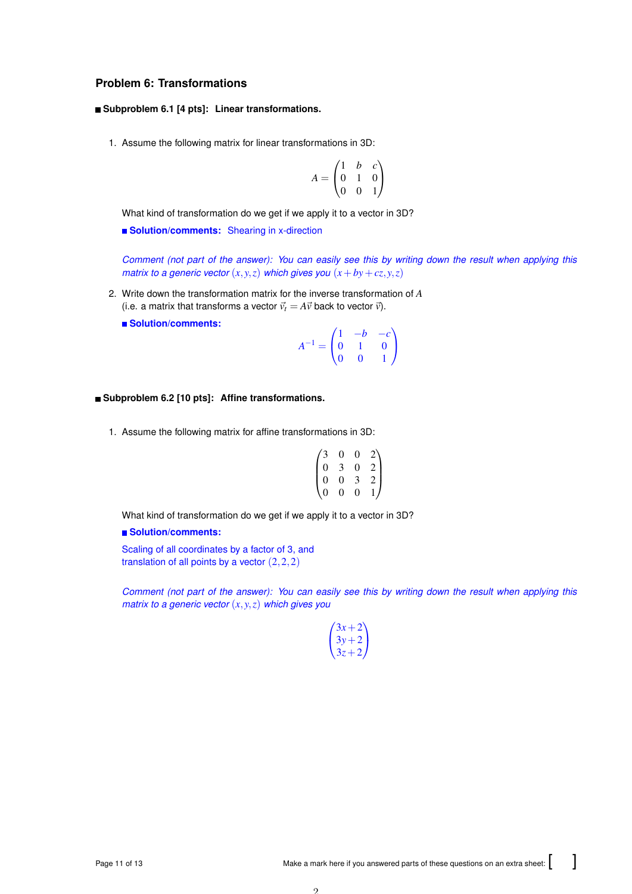## Problem 6: Transformations

### Subproblem 6.1 [4 pts]: Linear transformations.

1. Assume the following matrix for linear transformations in 3D:

$$A = \begin{pmatrix} 1 & b & c \\ 0 & 1 & 0 \\ 0 & 0 & 1 \end{pmatrix}$$

What kind of transformation do we get if we apply it to a vector in 3D?

**Solution/comments:** Shearing in x-direction

*Comment (not part of the answer): You can easily see this by writing down the result when applying this matrix to a generic vector* $(x, y, z)$ *which gives you* $(x + by + cz, y, z)$

2. Write down the transformation matrix for the inverse transformation of $A$ (i.e. a matrix that transforms a vector $\vec{v}_t = A\vec{v}$ back to vector $\vec{v}$).

**Solution/comments:**

$$A^{-1} = \begin{pmatrix} 1 & -b & -c \\ 0 & 1 & 0 \\ 0 & 0 & 1 \end{pmatrix}$$

### Subproblem 6.2 [10 pts]: Affine transformations.

1. Assume the following matrix for affine transformations in 3D:

$$\begin{pmatrix} 3 & 0 & 0 & 2 \\ 0 & 3 & 0 & 2 \\ 0 & 0 & 3 & 2 \\ 0 & 0 & 0 & 1 \end{pmatrix}$$

What kind of transformation do we get if we apply it to a vector in 3D?

**Solution/comments:**

Scaling of all coordinates by a factor of 3, and
translation of all points by a vector $(2, 2, 2)$

*Comment (not part of the answer): You can easily see this by writing down the result when applying this matrix to a generic vector* $(x, y, z)$ *which gives you*

$$\begin{pmatrix} 3x + 2 \\ 3y + 2 \\ 3z + 2 \end{pmatrix}$$

Make a mark here if you answered parts of these questions on an extra sheet: [ ]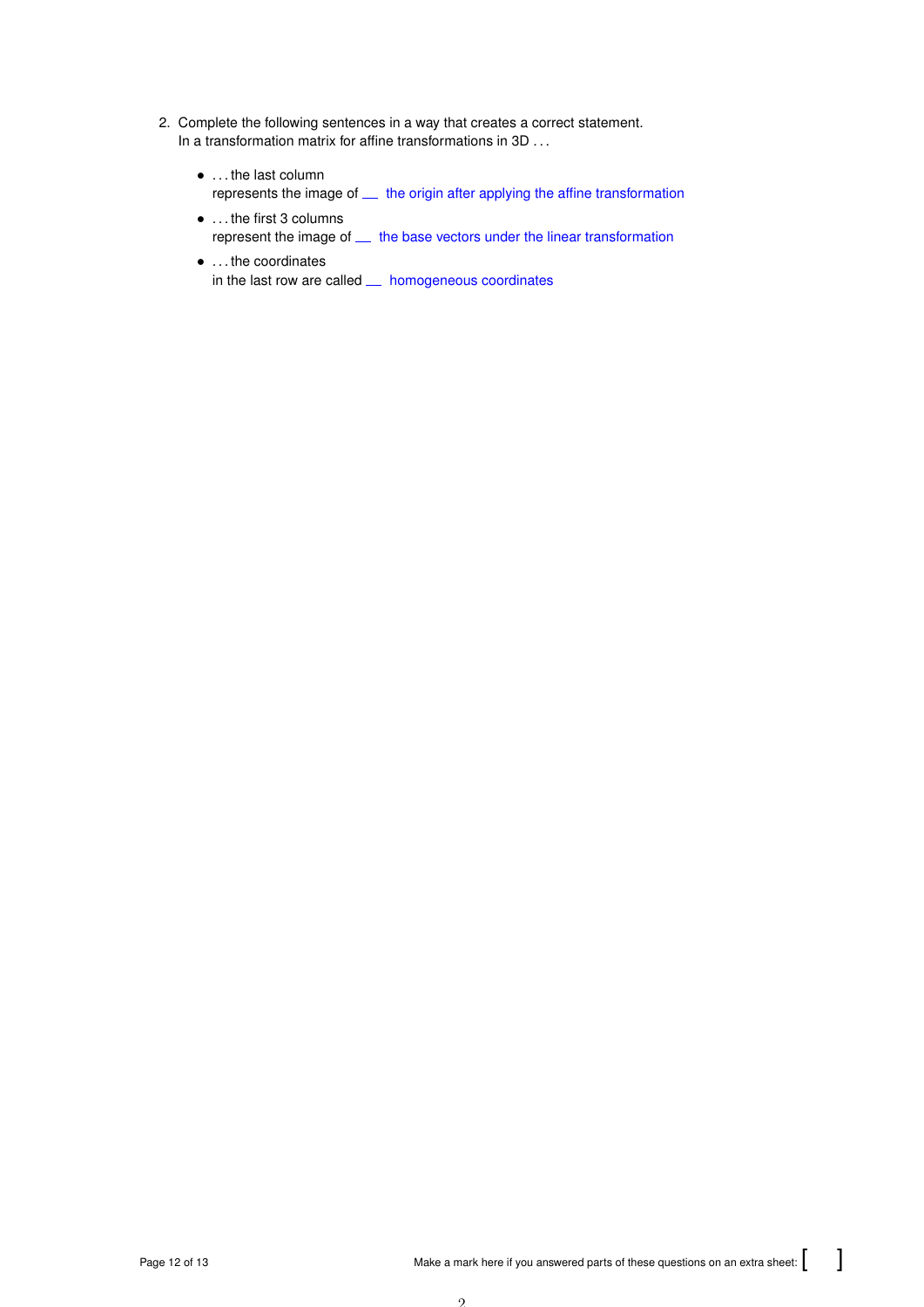2. Complete the following sentences in a way that creates a correct statement.
   In a transformation matrix for affine transformations in 3D . . .

   - . . . the last column
     represents the image of __ the origin after applying the affine transformation
   - . . . the first 3 columns
     represent the image of __ the base vectors under the linear transformation
   - . . . the coordinates
     in the last row are called __ homogeneous coordinates

Make a mark here if you answered parts of these questions on an extra sheet: [ ]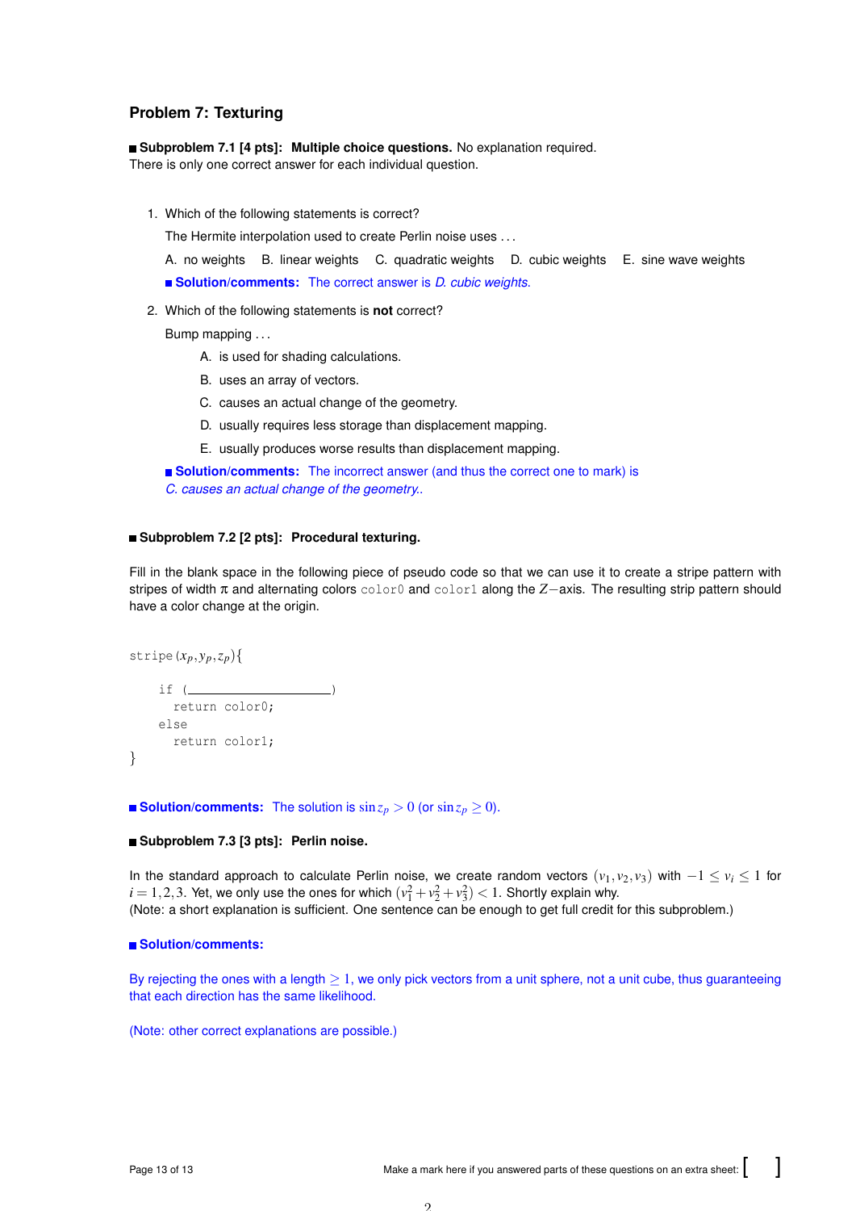## Problem 7: Texturing

■ **Subproblem 7.1 [4 pts]: Multiple choice questions.** No explanation required.
There is only one correct answer for each individual question.

1. Which of the following statements is correct?

   The Hermite interpolation used to create Perlin noise uses ...

   A. no weights B. linear weights C. quadratic weights D. cubic weights E. sine wave weights

   ■ **Solution/comments:** The correct answer is *D. cubic weights.*

2. Which of the following statements is **not** correct?

   Bump mapping ...

   A. is used for shading calculations.
   B. uses an array of vectors.
   C. causes an actual change of the geometry.
   D. usually requires less storage than displacement mapping.
   E. usually produces worse results than displacement mapping.

   ■ **Solution/comments:** The incorrect answer (and thus the correct one to mark) is *C. causes an actual change of the geometry.*.

■ **Subproblem 7.2 [2 pts]: Procedural texturing.**

Fill in the blank space in the following piece of pseudo code so that we can use it to create a stripe pattern with stripes of width $\pi$ and alternating colors color0 and color1 along the $Z$−axis. The resulting strip pattern should have a color change at the origin.

```
stripe(x_p, y_p, z_p){
    if (____________________)
      return color0;
    else
      return color1;
}
```

■ **Solution/comments:** The solution is $\sin z_p > 0$ (or $\sin z_p \geq 0$).

■ **Subproblem 7.3 [3 pts]: Perlin noise.**

In the standard approach to calculate Perlin noise, we create random vectors $(v_1, v_2, v_3)$ with $-1 \leq v_i \leq 1$ for $i = 1, 2, 3$. Yet, we only use the ones for which $(v_1^2 + v_2^2 + v_3^2) < 1$. Shortly explain why.
(Note: a short explanation is sufficient. One sentence can be enough to get full credit for this subproblem.)

■ **Solution/comments:**

By rejecting the ones with a length $\geq 1$, we only pick vectors from a unit sphere, not a unit cube, thus guaranteeing that each direction has the same likelihood.

(Note: other correct explanations are possible.)

Make a mark here if you answered parts of these questions on an extra sheet: [ ]